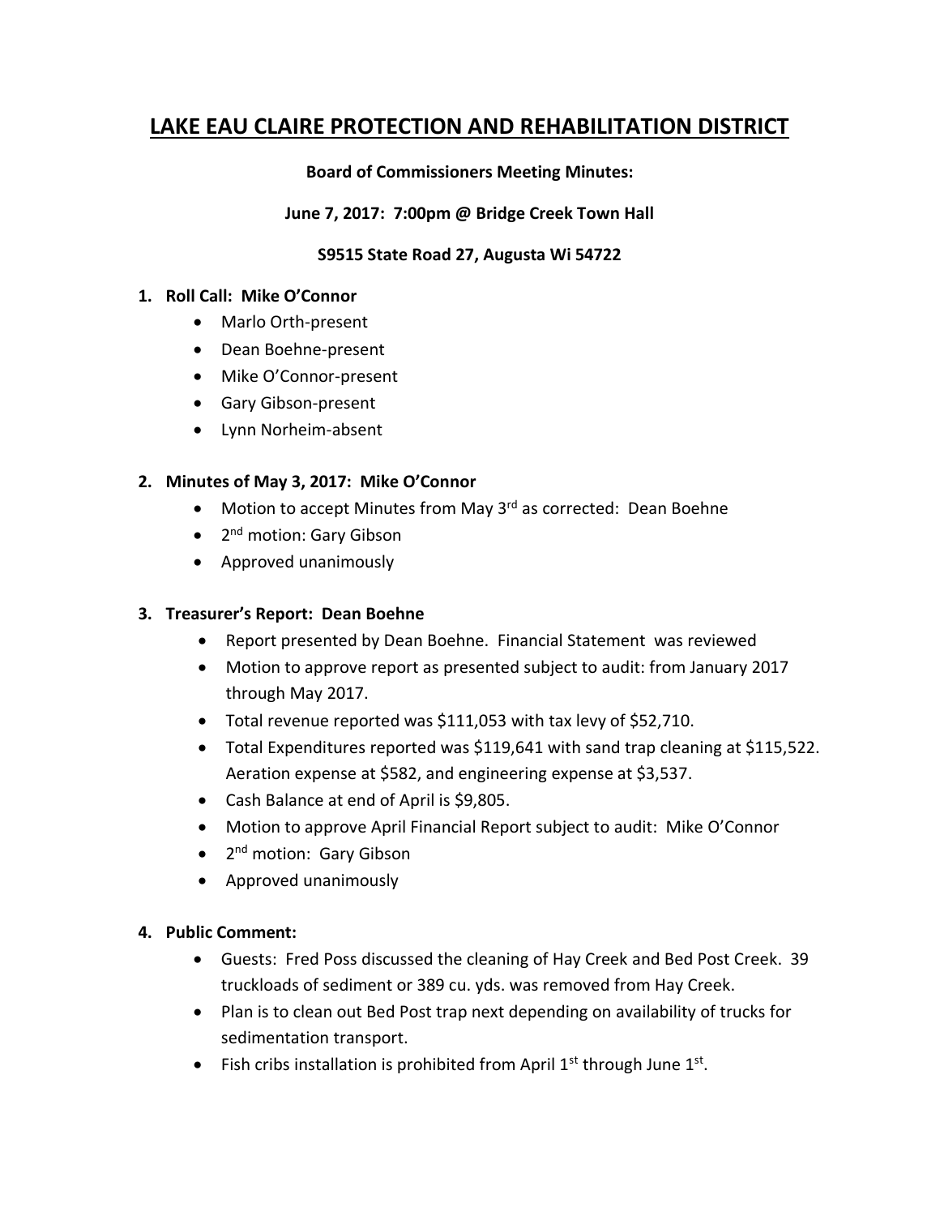# LAKE EAU CLAIRE PROTECTION AND REHABILITATION DISTRICT

**Board of Commissioners Meeting Minutes:**

**June 7, 2017: 7:00pm @ Bridge Creek Town Hall**

**S9515 State Road 27, Augusta Wi 54722**

1. **Roll Call: Mike O'Connor**
    - Marlo Orth-present
    - Dean Boehne-present
    - Mike O'Connor-present
    - Gary Gibson-present
    - Lynn Norheim-absent

2. **Minutes of May 3, 2017: Mike O'Connor**
    - Motion to accept Minutes from May 3rd as corrected: Dean Boehne
    - 2nd motion: Gary Gibson
    - Approved unanimously

3. **Treasurer's Report: Dean Boehne**
    - Report presented by Dean Boehne. Financial Statement was reviewed
    - Motion to approve report as presented subject to audit: from January 2017 through May 2017.
    - Total revenue reported was $111,053 with tax levy of $52,710.
    - Total Expenditures reported was $119,641 with sand trap cleaning at $115,522. Aeration expense at $582, and engineering expense at $3,537.
    - Cash Balance at end of April is $9,805.
    - Motion to approve April Financial Report subject to audit: Mike O'Connor
    - 2nd motion: Gary Gibson
    - Approved unanimously

4. **Public Comment:**
    - Guests: Fred Poss discussed the cleaning of Hay Creek and Bed Post Creek. 39 truckloads of sediment or 389 cu. yds. was removed from Hay Creek.
    - Plan is to clean out Bed Post trap next depending on availability of trucks for sedimentation transport.
    - Fish cribs installation is prohibited from April 1st through June 1st.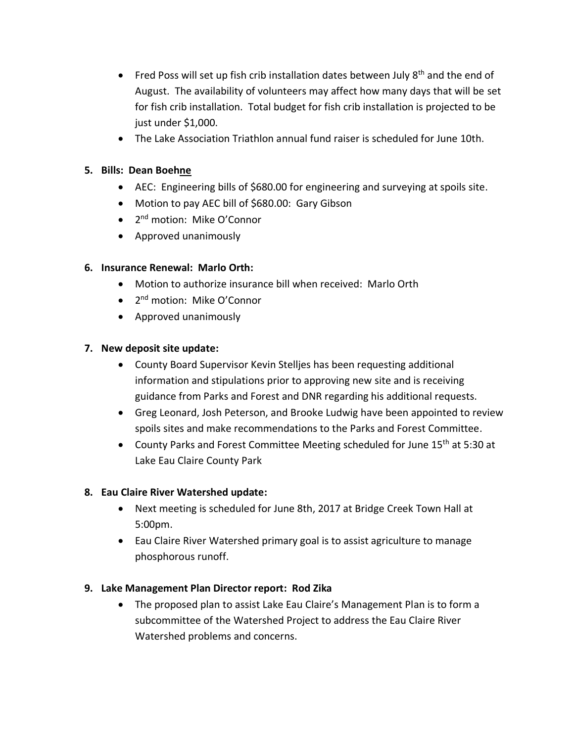- Fred Poss will set up fish crib installation dates between July 8th and the end of August. The availability of volunteers may affect how many days that will be set for fish crib installation. Total budget for fish crib installation is projected to be just under $1,000.
- The Lake Association Triathlon annual fund raiser is scheduled for June 10th.

**5. Bills: Dean Boehne**

- AEC: Engineering bills of $680.00 for engineering and surveying at spoils site.
- Motion to pay AEC bill of $680.00: Gary Gibson
- 2nd motion: Mike O'Connor
- Approved unanimously

**6. Insurance Renewal: Marlo Orth:**

- Motion to authorize insurance bill when received: Marlo Orth
- 2nd motion: Mike O'Connor
- Approved unanimously

**7. New deposit site update:**

- County Board Supervisor Kevin Stelljes has been requesting additional information and stipulations prior to approving new site and is receiving guidance from Parks and Forest and DNR regarding his additional requests.
- Greg Leonard, Josh Peterson, and Brooke Ludwig have been appointed to review spoils sites and make recommendations to the Parks and Forest Committee.
- County Parks and Forest Committee Meeting scheduled for June 15th at 5:30 at Lake Eau Claire County Park

**8. Eau Claire River Watershed update:**

- Next meeting is scheduled for June 8th, 2017 at Bridge Creek Town Hall at 5:00pm.
- Eau Claire River Watershed primary goal is to assist agriculture to manage phosphorous runoff.

**9. Lake Management Plan Director report: Rod Zika**

- The proposed plan to assist Lake Eau Claire's Management Plan is to form a subcommittee of the Watershed Project to address the Eau Claire River Watershed problems and concerns.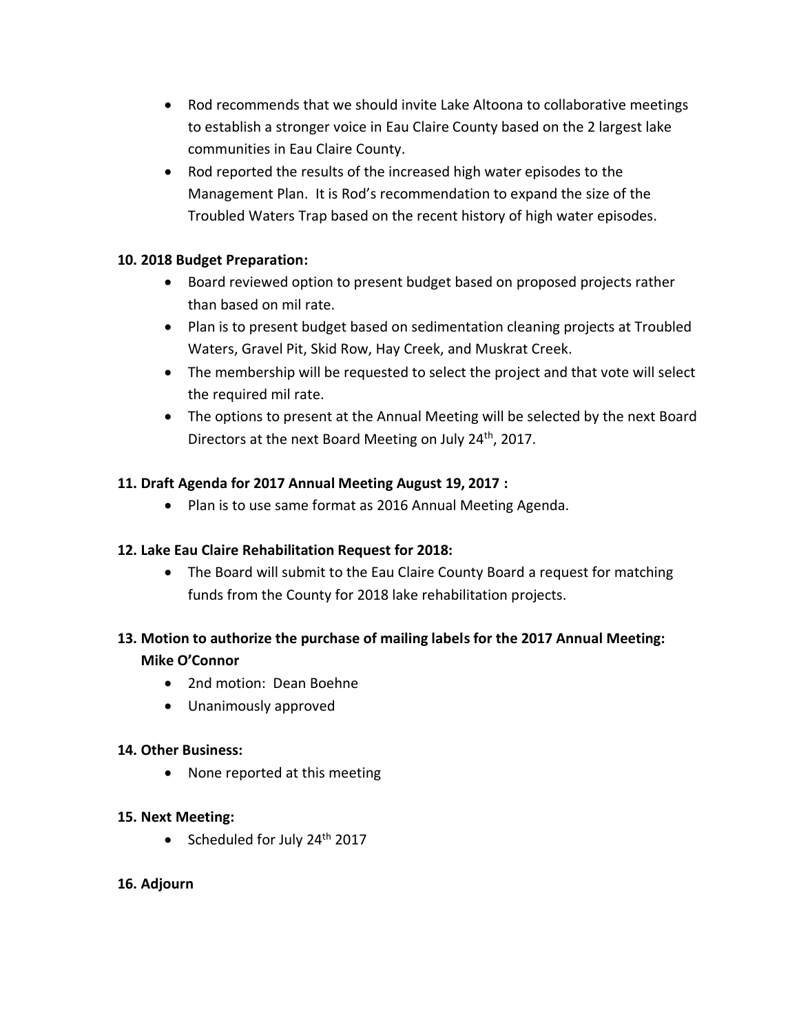- Rod recommends that we should invite Lake Altoona to collaborative meetings to establish a stronger voice in Eau Claire County based on the 2 largest lake communities in Eau Claire County.
- Rod reported the results of the increased high water episodes to the Management Plan. It is Rod's recommendation to expand the size of the Troubled Waters Trap based on the recent history of high water episodes.

**10. 2018 Budget Preparation:**

- Board reviewed option to present budget based on proposed projects rather than based on mil rate.
- Plan is to present budget based on sedimentation cleaning projects at Troubled Waters, Gravel Pit, Skid Row, Hay Creek, and Muskrat Creek.
- The membership will be requested to select the project and that vote will select the required mil rate.
- The options to present at the Annual Meeting will be selected by the next Board Directors at the next Board Meeting on July 24th, 2017.

**11. Draft Agenda for 2017 Annual Meeting August 19, 2017 :**

- Plan is to use same format as 2016 Annual Meeting Agenda.

**12. Lake Eau Claire Rehabilitation Request for 2018:**

- The Board will submit to the Eau Claire County Board a request for matching funds from the County for 2018 lake rehabilitation projects.

**13. Motion to authorize the purchase of mailing labels for the 2017 Annual Meeting: Mike O'Connor**

- 2nd motion: Dean Boehne
- Unanimously approved

**14. Other Business:**

- None reported at this meeting

**15. Next Meeting:**

- Scheduled for July 24th 2017

**16. Adjourn**